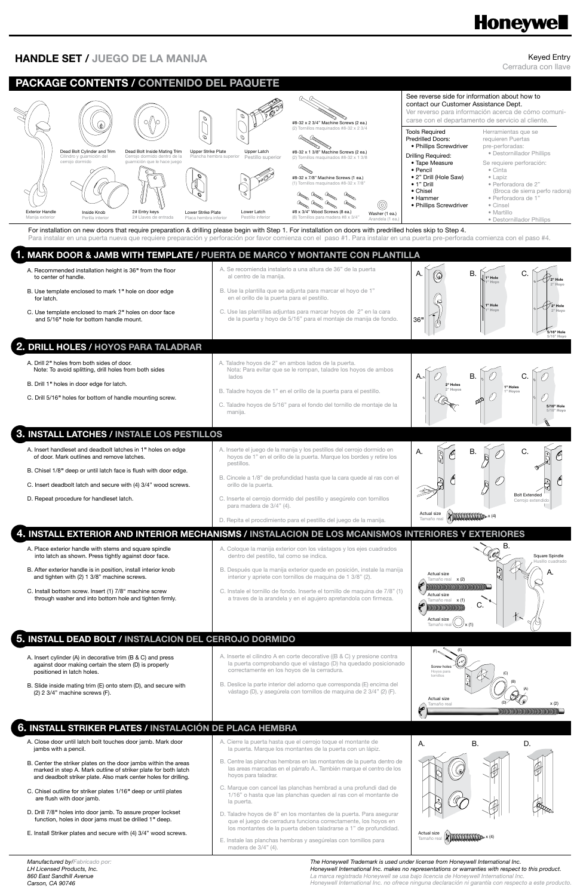# Honeywell

## HANDLE SET / JUEGO DE LA MANIJA

Keyed Entry
Cerradura con llave

## PACKAGE CONTENTS / CONTENIDO DEL PAQUETE

- Exterior Handle / Manija exterior
- Dead Bolt Cylinder and Trim / Cilindro y guarnición del cerrojo dormido
- Inside Knob / Perilla interior
- Dead Bolt Inside Mating Trim / Cerrojo dormido dentro de la guarnición que le hace juego
- 2# Entry keys / 2# Llaves de entrada
- Upper Strike Plate / Plancha hembra superior
- Lower Strike Plate / Placa hembra inferior
- Upper Latch / Pestillo superior
- Lower Latch / Pestillo inferior
- #8-32 x 2 3/4" Machine Screws (2 ea.) / (2) Tornillos maquinados #8-32 x 2 3/4
- #8-32 x 1 3/8" Machine Screws (2 ea.) / (2) Tornillos maquinados #8-32 x 1 3/8
- #8-32 x 7/8" Machine Screws (1 ea.) / (1) Tornillos maquinados #8-32 x 7/8"
- #8 x 3/4" Wood Screws (8 ea.) / (8) Tornillos para madera #8 x 3/4"
- Washer (1 ea.) / Arandela (1 ea.)

See reverse side for information about how to contact our Customer Assistance Dept.
Ver reverso para información acerca de cómo comunicarse con el departamento de servicio al cliente.

| Tools Required | Herramientas que se requieren |
|---|---|
| Predrilled Doors: • Phillips Screwdriver | Puertas pre-perforadas: • Destornillador Phillips |
| Drilling Required: • Tape Measure • Pencil • 2" Drill (Hole Saw) • 1" Drill • Chisel • Hammer • Phillips Screwdriver | Se requiere perforación: • Cinta • Lapiz • Perforadora de 2" (Broca de sierra perfo radora) • Perforadora de 1" • Cinsel • Martillo • Destornillador Phillips |

For installation on new doors that require preparation & drilling please begin with Step 1. For installation on doors with predrilled holes skip to Step 4.
Para instalar en una puerta nueva que requiere preparación y perforación por favor comienza con el paso #1. Para instalar en una puerta pre-perforada comienza con el paso #4.

## 1. MARK DOOR & JAMB WITH TEMPLATE / PUERTA DE MARCO Y MONTANTE CON PLANTILLA

A. Recommended installation height is 36" from the floor to center of handle.

B. Use template enclosed to mark 1" hole on door edge for latch.

C. Use template enclosed to mark 2" holes on door face and 5/16" hole for bottom handle mount.

A. Se recomienda instalarlo a una altura de 36" de la puerta al centro de la manija.

B. Use la plantilla que se adjunta para marcar el hoyo de 1" en el orillo de la puerta para el pestillo.

C. Use las plantillas adjuntas para marcar hoyos de 2" en la cara de la puerta y hoyo de 5/16" para el montaje de manija de fondo.

A. 36" B. 1" Hole / 1" Hoyo; 1" Hole / 1" Hoyo C. 2" Hole / 2" Hoyo; 2" Hole / 2" Hoyo; 5/16" Hole / 5/16" Hoyo

## 2. DRILL HOLES / HOYOS PARA TALADRAR

A. Drill 2" holes from both sides of door.
Note: To avoid splitting, drill holes from both sides

B. Drill 1" holes in door edge for latch.

C. Drill 5/16" holes for bottom of handle mounting screw.

A. Taladre hoyos de 2" en ambos lados de la puerta.
Nota: Para evitar que se le rompan, taladre los hoyos de ambos lados

B. Taladre hoyos de 1" en el orillo de la puerta para el pestillo.

C. Taladre hoyos de 5/16" para el fondo del tornillo de montaje de la manija.

A. 2" Holes / 2" Hoyos B. 1" Holes / 1" Hoyos C. 5/16" Hole / 5/16" Hoyo

## 3. INSTALL LATCHES / INSTALE LOS PESTILLOS

A. Insert handleset and deadbolt latches in 1" holes on edge of door. Mark outlines and remove latches.

B. Chisel 1/8" deep or until latch face is flush with door edge.

C. Insert deadbolt latch and secure with (4) 3/4" wood screws.

D. Repeat procedure for handleset latch.

A. Inserte el juego de la manija y los pestillos del cerrojo dormido en hoyos de 1" en el orillo de la puerta. Marque los bordes y retire los pestillos.

B. Cincele a 1/8" de profundidad hasta que la cara quede al ras con el orillo de la puerta.

C. Inserte el cerrojo dormido del pestillo y asegúrelo con tornillos para madera de 3/4" (4).

D. Repita el procdimiento para el pestillo del juego de la manija.

A. B. C. Bolt Extended / Cerrojo extendido. Actual size / Tamaño real x (4)

## 4. INSTALL EXTERIOR AND INTERIOR MECHANISMS / INSTALACION DE LOS MCANISMOS INTERIORES Y EXTERIORES

A. Place exterior handle with stems and square spindle into latch as shown. Press tightly against door face.

B. After exterior handle is in position, install interior knob and tighten with (2) 1 3/8" machine screws.

C. Install bottom screw. Insert (1) 7/8" machine screw through washer and into bottom hole and tighten firmly.

A. Coloque la manija exterior con los vástagos y los ejes cuadrados dentro del pestillo, tal como se indica.

B. Después que la manija exterior quede en posición, instale la manija interior y apriete con tornillos de maquina de 1 3/8" (2).

C. Instale el tornillo de fondo. Inserte el tornillo de maquina de 7/8" (1) a traves de la arandela y en el agujero apretandola con firmeza.

Square Spindle / Husillo cuadrado. Actual size / Tamaño real x (2); Actual size / Tamaño real x (1); Actual size / Tamaño real x (1)

## 5. INSTALL DEAD BOLT / INSTALACION DEL CERROJO DORMIDO

A. Insert cylinder (A) in decorative trim (B & C) and press against door making certain the stem (D) is properly positioned in latch holes.

B. Slide inside mating trim (E) onto stem (D), and secure with (2) 2 3/4" machine screws (F).

A. Inserte el cilindro A en corte decorative ((B & C) y presione contra la puerta comprobando que el vástago (D) ha quedado posicionado correctamente en los hoyos de la cerradura.

B. Deslice la parte interior del adorno que corresponda (E) encima del vástago (D), y asegúrela con tornillos de maquina de 2 3/4" (2) (F).

Screw holes / Hoyos para tornillos. Actual size / Tamaño real x (2)

## 6. INSTALL STRIKER PLATES / INSTALACIÓN DE PLACA HEMBRA

A. Close door until latch bolt touches door jamb. Mark door jambs with a pencil.

B. Center the striker plates on the door jambs within the areas marked in step A. Mark outline of striker plate for both latch and deadbolt striker plate. Also mark center holes for drilling.

C. Chisel outline for striker plates 1/16" deep or until plates are flush with door jamb.

D. Drill 7/8" holes into door jamb. To assure proper lockset function, holes in door jams must be drilled 1" deep.

E. Install Striker plates and secure with (4) 3/4" wood screws.

A. Cierre la puerta hasta que el cerrojo toque el montante de la puerta. Marque los montantes de la puerta con un lápiz.

B. Centre las planchas hembras en los montantes de la puerta dentro de las areas marcadas en el párrafo A.. También marque el centro de los hoyos para taladrar.

C. Marque con cancel las planchas hembrad a una profundi dad de 1/16" o hasta que las planchas queden al ras con el montante de la puerta.

D. Taladre hoyos de 8" en los montantes de la puerta. Para asegurar que el juego de cerradura funciona correctamente, los hoyos en los montantes de la puerta deben taladrarse a 1" de profundidad.

E. Instale las planchas hembras y asegúrelas con tornillos para madera de 3/4" (4).

Actual size / Tamaño real x (4)

*Manufactured by/Fabricado por:*
*LH Licensed Products, Inc.*
*860 East Sandhill Avenue*
*Carson, CA 90746*

*The Honeywell Trademark is used under license from Honeywell International Inc.*
*Honeywell International Inc. makes no representations or warranties with respect to this product.*
*La marca registrada Honeywell se usa bajo licencia de Honeywell International Inc.*
*Honeywell International Inc. no ofrece ninguna declaración ni garantía con respecto a este producto.*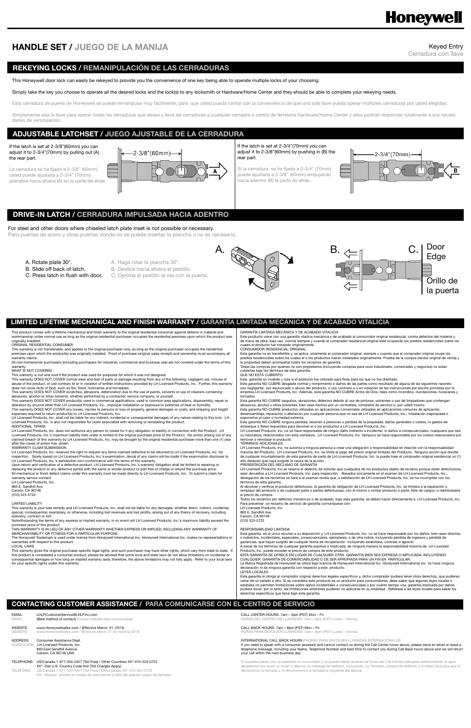# Honeywell

## HANDLE SET / JUEGO DE LA MANIJA

Keyed Entry
Cerradura con llave

### REKEYING LOCKS / REMANIPULACIÓN DE LAS CERRADURAS

This Honeywell door lock can easily be rekeyed to provide you the convenience of one key being able to operate multiple locks of your choosing.

Simply take the key you choose to operate all the desired locks and the lock(s) to any locksmith or Hardware/Home Center and they should be able to complete your rekeying needs.

Esta cerradura de puerta de Honeywell se puede remanipular muy fácilmente, para que usted pueda contar con la conveniencia de que una sola llave pueda operar múltiples cerraduras por usted elegidas.

Simplemente elija la llave para operar todas las cerraduras que desea y lleve las cerraduras a cualquier cerrajero o centro de ferretería Hardware/Home Center y ellos podrían responder totalmente a sus necesidades de reinstalación.

### ADJUSTABLE LATCHSET / JUEGO AJUSTABLE DE LA CERRADURA

If the latch is set at 2-3/8"(60mm) you can adjust it to 2-3/4"(70mm) by pulling out (A) the rear part.

La cerradura se ha fijado a 2-3/8" (60mm) usted puede ajustarla a 2-3/4" (70mm) jalándola hacia afuera (A) en la parte de atrás.

2-3/8"(60mm)

A

If the latch is set at 2-3/4"(70mm) you can adjust it to 2-3/8"(60mm) by pushing in (B) the rear part.

Si la cerradura se ha fijado a 2-3/4" (70mm) puede ajustarla a 2-3/8" (60mm) empujando hacia adentro (B) la parte de atrás.

2-3/4"(70mm)

B

### DRIVE-IN LATCH / CERRADURA IMPULSADA HACIA ADENTRO

For steel and other doors where chiseled latch plate inset is not possible or necessary.
Para puertas de acero y otras puertas donde no se puede insertar la plancha o no es necesario.

A. Rotate plate 30°.
B. Slide off back of latch.
C. Press latch in flush with door.

A. Haga rotar la plancha 30°.
B. Deslice hacia afuera el pestillo.
C. Oprima el pestillo al ras con la puerta.

A.

B.

C. Door Edge

Orillo de la puerta

### LIMITED LIFETIME MECHANICAL AND FINISH WARRANTY / GARANTÍA LIMITADA MECÁNICA Y DE ACABADO VITALICIA

This product comes with a lifetime mechanical and finish warranty to the original residential consumer against defects in material and workmanship under normal use as long as the original residential purchaser occupies the residential premises upon which the product was originally installed.

ORIGINAL RESIDENTIAL CONSUMER

This warranty is not transferable, and applies to the original purchaser only, as long as the original purchaser occupies the residential premises upon which the product(s) was originally installed. Proof of purchase (original sales receipt) and ownership must accompany all warranty claims.

All non-homeowner purchasers (including purchasers for industrial, commercial and business use) are not covered under the terms of this warranty.

WHAT IS NOT COVERED

This warranty is null and void if the product was used for purposes for which it was not designed.

This warranty DOES NOT COVER normal wear and tear of parts or damage resulting from any of the following: negligent use, misuse or abuse of the product, or use contrary to or in violation of written instructions provided by LH Licensed Products, Inc. Further, this warranty does not cover Acts of God, such as fire, flood, hurricanes and tornadoes.

This warranty DOES NOT COVER scratches, abrasions, deterioration due to the use of paints, solvents or use of cleaners containing abrasives, alcohol or other solvents, whether performed by a contractor, service company, or yourself.

This warranty DOES NOT COVER product(s) used in commercial applications, used in common area applications, disassembly, repair or alteration by anyone other than LH Licensed Products, Inc., improper installation or exposure to extremes of heat or humidity.

This warranty DOES NOT COVER any losses, injuries to persons or loss of property, general damages or costs, and shipping and freight expenses required to return product(s) to LH Licensed Products, Inc.

LH Licensed Products, Inc. shall not be liable for any indirect, incidental or consequential damages of any nature relating to this lock. LH Licensed Products, Inc. is also not responsible for costs associated with removing or reinstalling the product.

ADDITIONAL TERMS

LH Licensed Products, Inc. does not authorize any person to create for it any obligation or liability in connection with the Product. LH Licensed Products, Inc.'s maximum liability here under is limited to the original purchase price of the Product. No action arising out of any claimed breach of this warranty by LH Licensed Products, Inc. may be brought by the original residential purchaser more than one (1) year after the cause of action has arisen.

WARRANTY CLAIM SUBMISSION

LH Licensed Products, Inc. reserves the right to request any items claimed defective to be returned to LH Licensed Products, Inc. for inspection. Solely based on LH Licensed Products, Inc.'s examination, denial of any claims will be made if the examination discloses to LH Licensed Products, Inc.'s satisfaction non-conformance with the terms of this warranty.

Upon return and verification of a defective product, LH Licensed Products, Inc.'s warranty obligation shall be limited to repairing or replacing the product or any defective part(s) with the same or similar product or part free of charge or refund the purchase price.

All mechanical or finish defect claims under this warranty must be made directly to LH Licensed Products, Inc. To submit a claim for warranty service contact:

LH Licensed Products, Inc.
860 E. Sandhill Ave.
Carson, CA 90746
(310) 323-5722

LIMITED LIABILITY

This warranty is your sole remedy and LH Licensed Products, Inc. shall not be liable for any damages, whether direct, indirect, incidental, special, consequential, exemplary, or otherwise, including lost revenues and lost profits, arising out of any theory of recovery, including statutory, contract or tort.

Notwithstanding the terms of any express or implied warranty, in no event will LH Licensed Products, Inc.'s maximum liability exceed the purchase price of this product.

THIS WARRANTY IS IN LIEU OF ANY OTHER WARRANTY WHETHER EXPRESS OR IMPLIED, INCLUDING ANY WARRANTY OF MERCHANTABILITY OR FITNESS FOR A PARTICULAR PURPOSE.

The Honeywell Trademark is used under license from Honeywell International Inc. Honeywell International Inc. makes no representations or warranties with respect to this product.

LOCAL LAWS

This warranty gives the original purchaser specific legal rights, and such purchaser may have other rights, which vary from state to state. If this product is considered a consumer product, please be advised that some local and state laws do not allow limitations on incidental or consequential damages or how long an implied warranty lasts; therefore, the above limitations may not fully apply. Refer to your local laws for your specific rights under this warranty.

GARANTÍA LIMITADA MECÁNICA Y DE ACABADO VITALICIA

Este producto viene con una garantía vitalicia mecánica y de acabado al consumidor original residencial, contra defectos del material y de mano de obra, bajo uso normal siempre y cuando el comprador residencial original esté ocupando los predios residenciales sobre los cuales el producto fue instalado originalmente.

CONSUMIDOR RESIDENCIAL ORIGINAL

Esta garantía no es transferible y, se aplica solamente al comprador original, siempre y cuando que el comprador original ocupe los predios residenciales sobre los cuales el o los productos fueron instalados originalmente. Prueba de la compra (recibo original de venta) y la propiedad deben acompañar todos los reclamos de garantía.

Todas las compras por quienes no son propietarios (incluyendo compras para usos industriales, comerciales y negocios) no están cubiertas bajo los términos de esta garantía.

QUE NO ESTÁ CUBIERTO

Esta garantía es inválida y nula si el producto fue utilizado para fines para los que no fue diseñado.

Esta garantía NO CUBRE desgaste normal y rompimiento o daños de las partes como resultado de alguna de las siguientes razones: uso negligente, uso equivocado o abuso del producto, o uso contrario a o en violación de las instrucciones por escrito provistas por la empresa LH Licensed Products, Inc. Además, esta garantía NO CUBRE Actos de Dios, tales como incendios, inundaciones, huracanes y tornados.

Esta garantía NO CUBRE rasguños, abrasiones, deterioro debido al uso de pinturas, solventes o uso de limpiadores que contengan abrasivos, alcohol u otros solventes, bien sean hechos por un contratista, compañía de servicio o, por usted mismo.

Esta garantía NO CUBRE productos utilizados en aplicaciones comerciales utilizados en aplicaciones comunes de aplicación, desensamblaje, reparación o alteración por cualquier persona que no sea de LH Licensed Products, Inc., instalación inapropiada o exponerlos al calor o humedad extrema.

Esta garantía NO CUBRE ninguna pérdida, lesiones a personas o pérdida de la propiedad, daños generales o costos, ni gastos de embarque o fletes requeridos para devolver el o los productos a LH Licensed Products, Inc.

LH Licensed Products, Inc. no se hace responsable de ningún daño indirecto o incidental, ni daños a consecuenciales, cualquiera que sea su naturaleza, relacionados con esta cerradura. LH Licensed Products, Inc. tampoco se hace responsable por los costos relacionados por remover o reinstalar el producto.

TÉRMINOS ADICIONALES

LH Licensed Products, Inc. no autoriza a ninguna persona a crear una obligación o responsabilidad en relación con la responsabilidad máxima del Producto. LH Licensed Products, Inc. se limita al pago del precio original limitado del Producto. Ninguna acción que resulte de cualquier incumplimiento de esta garantía de parte de LH Licensed Products, Inc. la puede traer el comprador original residencial un (1) año después que haya surgido la causa de la acción.

PRESENTACIÓN DEL RECLAMO DE GARANTÍA

LH Licensed Products, Inc.se reserva el derecho de solicitar que cualquiera de los productos objeto de reclamo porque están defectuosos, sean devueltos a LH Licensed Products, Inc. para inspección. Basados únicamente en el examen de LH Licensed Products, Inc., denegación de los reclamos se hará si el examen revela que, a satisfacción de LH Licensed Products, Inc. se ha incumplido con los términos de esta garantía.

Al devolver y verificar el producto defectuoso, la garantía de obligación de LH Licensed Products, Inc. se limitará a la reparación o remplazo del producto o de cualquier parte o partes defectuosas, con el mismo o similar producto o parte, libre de cargos, o reembolsarle el precio de compra.

Todos los reclamos por defectos mecánicos o de acabado, bajo esta garantía, se deben hacer directamente a LH Licensed Products, Inc. Para presentar un reclamo de servicio de garantía comuníquese con:

LH Licensed Products, Inc.
860 E. Sandhill Ave.
Carson, CA 90746
(310) 323-5722

RESPONSABILIDAD LIMITADA

Esta garantía es el único recurso a su disposición y, LH Licensed Products, Inc. no se hace responsable por los daños, bien sean directos o indirectos, incidentales, especiales, consecuenciales, ejemplares, o de otra índole, incluyendo pérdida de ingresos y pérdida de ganancias, que hayan surgido de cualquier teoría de recuperación incluyendo estatutaria, contrato o agravio.

A pesar de los términos de cualquier garantía expresa o implicada, en ninguna manera la responsabilidad máxima de LH Licensed Products, Inc. puede exceder el precio de compra de este producto.

ESTA GARANTÍA SE OFRECE EN LUGAR DE CUALQUIER OTRA GARANTÍA BIEN SEA EXPRESA O IMPLICADA, INCLUYENDO CUALQUIER GARANTÍA DE COMERCIABILIDAD O DE SER APROPIADA PARA UN FIN EN PARTICULAR.

La Marca Registrada de Honeywell se utiliza bajo licencia de Honeywell International Inc. Honeywell International Inc. no hace ninguna declaración ni da ninguna garantía con respecto a este producto.

LEYES LOCALES

Esta garantía le otorga al comprador original derechos legales específicos y, dicho comprador pudiera tener otros derechos, que pudieran variar de un estado a otro. Si se considera este producto es un producto para consumidores, debe saber que algunas leyes locales o estatales no permiten limitaciones sobre daños incidentales o consecuenciales o por cuánto tiempo una garantía implicada por daños pudiera durar; por lo tanto, las limitaciones anteriores pudieran no aplicarse en su totalidad. Refiérase a las leyes locales para saber los derechos específicos que tiene bajo esta garantía.

### CONTACTING CUSTOMER ASSISTANCE / PARA COMUNICARSE CON EL CENTRO DE SERVICIO

EMAIL: LHLPCustomerService@LHLPinc.com
EMAIL: (Best method of contact) / (mejor método para comunicarse)

WEBSITE: www.Honeywellsafes.com / (Effective March. 01, 2013)
WEBSITE: www.Honeywellsafes.com / (Entra en efecto 01 de marcha 2013)

ADDRESS: Consumer Assistance Dept.
ADIRECCIÓN: LH Licensed Products, Inc.
860 East Sandhill Avenue
Carson, CA 90746 USA

TELEPHONE: US/Canada 1-877-354-5457 (Toll Free) / Other Countries XX*-310-323-5722
XX*- Dial U.S. Country Code first (Toll Charges Apply)
TELÉFONO: US/Canada 1-877-354-5457 (Toll Free) / Otros países XX*-310-323-5722
XX*- Marque primero el código de para llamar a USA (Se aplican cargos de llamada)

CALL CENTER HOURS: 7am – 5pm (PST) Mon – Fri
HORAS DEL CENTRO DE LLAMADAS: 7am – 5pm (PST) Lunes – Viernes

CALL BACK HOURS: 7am – 8pm (PST) Mon – Fri
HORAS PARA DEVOLVER LLAMADAS: 7am – 8pm (PST) Lunes – Viernes

INTERNATIONAL CALL BACK HOURS / HORAS PARA DEVOLVER LLAMADAS INTERNACIONALES:

If you need to speak with a consumer assistant and cannot contact us during the Call Center hours above, please send an email or leave a telephone message, including your Name, Telephone Number and best time to contact you during Call Back hours above and we will return your call within the next business day.

Si necesita hablar con un asistente al consumidor y no puede hablar durante las horas del Call Center indicadas anteriormente, le agradeceremos nos envíe un email o déjenos un mensaje de teléfono, incluyendo su: Nombre, número de teléfono y la mejor hora para que le devolvamos la llamada y, le devolveremos la llamada el siguiente día laboral.